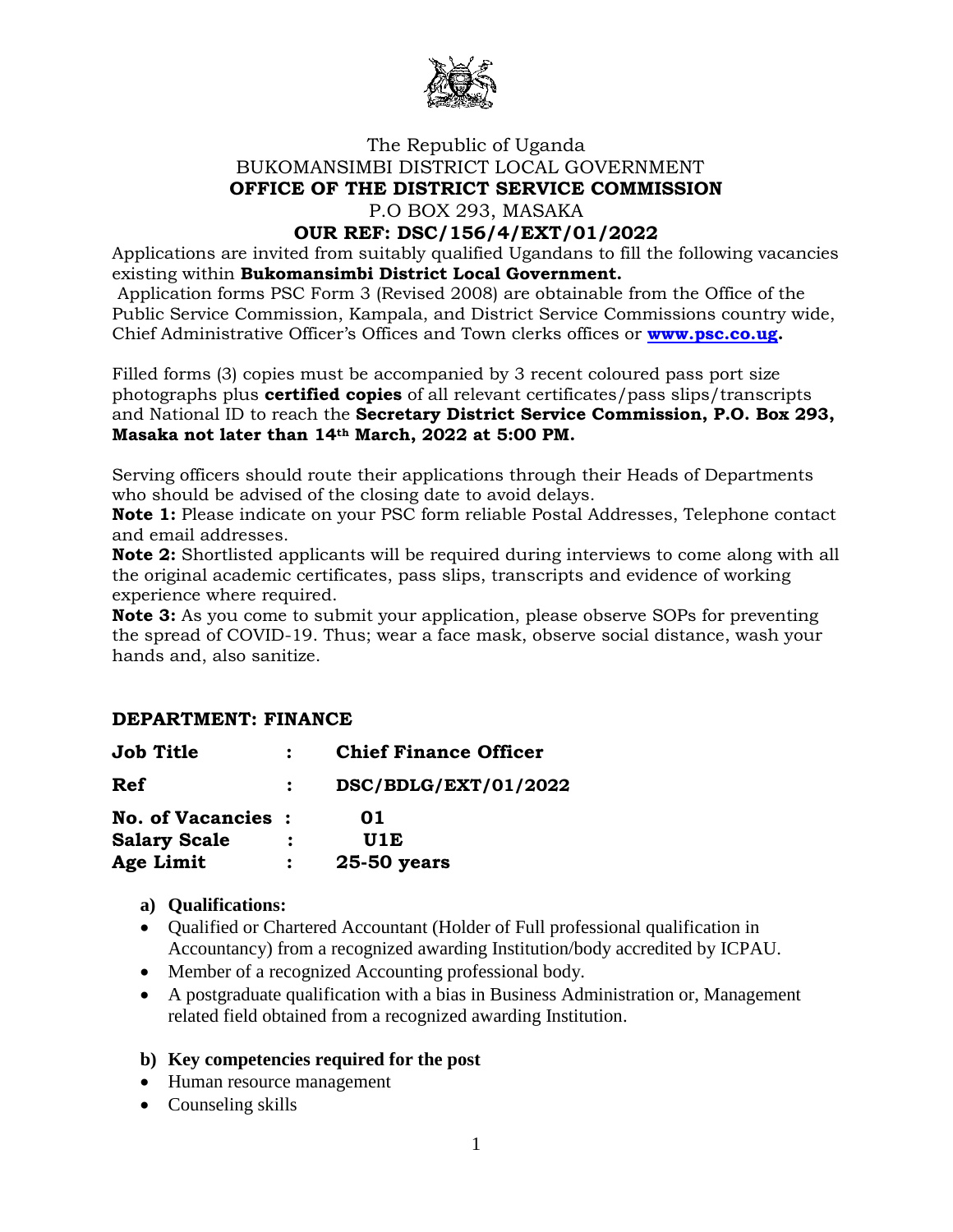The Republic of Uganda

BUKOMANSIMBI DISTRICT LOCAL GOVERNMENT

**OFFICE OF THE DISTRICT SERVICE COMMISSION**

P.O BOX 293, MASAKA

**OUR REF: DSC/156/4/EXT/01/2022**

Applications are invited from suitably qualified Ugandans to fill the following vacancies existing within **Bukomansimbi District Local Government.**

Application forms PSC Form 3 (Revised 2008) are obtainable from the Office of the Public Service Commission, Kampala, and District Service Commissions country wide, Chief Administrative Officer's Offices and Town clerks offices or **www.psc.co.ug.**

Filled forms (3) copies must be accompanied by 3 recent coloured pass port size photographs plus **certified copies** of all relevant certificates/pass slips/transcripts and National ID to reach the **Secretary District Service Commission, P.O. Box 293, Masaka not later than 14th March, 2022 at 5:00 PM.**

Serving officers should route their applications through their Heads of Departments who should be advised of the closing date to avoid delays.

**Note 1:** Please indicate on your PSC form reliable Postal Addresses, Telephone contact and email addresses.

**Note 2:** Shortlisted applicants will be required during interviews to come along with all the original academic certificates, pass slips, transcripts and evidence of working experience where required.

**Note 3:** As you come to submit your application, please observe SOPs for preventing the spread of COVID-19. Thus; wear a face mask, observe social distance, wash your hands and, also sanitize.

## DEPARTMENT: FINANCE

**Job Title : Chief Finance Officer**

**Ref : DSC/BDLG/EXT/01/2022**

**No. of Vacancies : 01**

**Salary Scale : U1E**

**Age Limit : 25-50 years**

**a) Qualifications:**

- Qualified or Chartered Accountant (Holder of Full professional qualification in Accountancy) from a recognized awarding Institution/body accredited by ICPAU.
- Member of a recognized Accounting professional body.
- A postgraduate qualification with a bias in Business Administration or, Management related field obtained from a recognized awarding Institution.

**b) Key competencies required for the post**

- Human resource management
- Counseling skills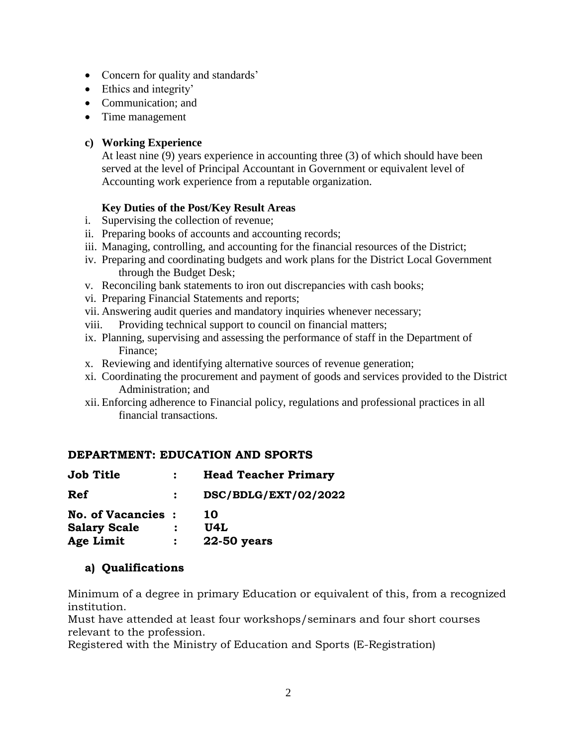- Concern for quality and standards'
- Ethics and integrity'
- Communication; and
- Time management

**c) Working Experience**

At least nine (9) years experience in accounting three (3) of which should have been served at the level of Principal Accountant in Government or equivalent level of Accounting work experience from a reputable organization.

**Key Duties of the Post/Key Result Areas**

i. Supervising the collection of revenue;
ii. Preparing books of accounts and accounting records;
iii. Managing, controlling, and accounting for the financial resources of the District;
iv. Preparing and coordinating budgets and work plans for the District Local Government through the Budget Desk;
v. Reconciling bank statements to iron out discrepancies with cash books;
vi. Preparing Financial Statements and reports;
vii. Answering audit queries and mandatory inquiries whenever necessary;
viii. Providing technical support to council on financial matters;
ix. Planning, supervising and assessing the performance of staff in the Department of Finance;
x. Reviewing and identifying alternative sources of revenue generation;
xi. Coordinating the procurement and payment of goods and services provided to the District Administration; and
xii. Enforcing adherence to Financial policy, regulations and professional practices in all financial transactions.

## DEPARTMENT: EDUCATION AND SPORTS

**Job Title : Head Teacher Primary**

**Ref : DSC/BDLG/EXT/02/2022**

**No. of Vacancies : 10**
**Salary Scale : U4L**
**Age Limit : 22-50 years**

### a) Qualifications

Minimum of a degree in primary Education or equivalent of this, from a recognized institution.
Must have attended at least four workshops/seminars and four short courses relevant to the profession.
Registered with the Ministry of Education and Sports (E-Registration)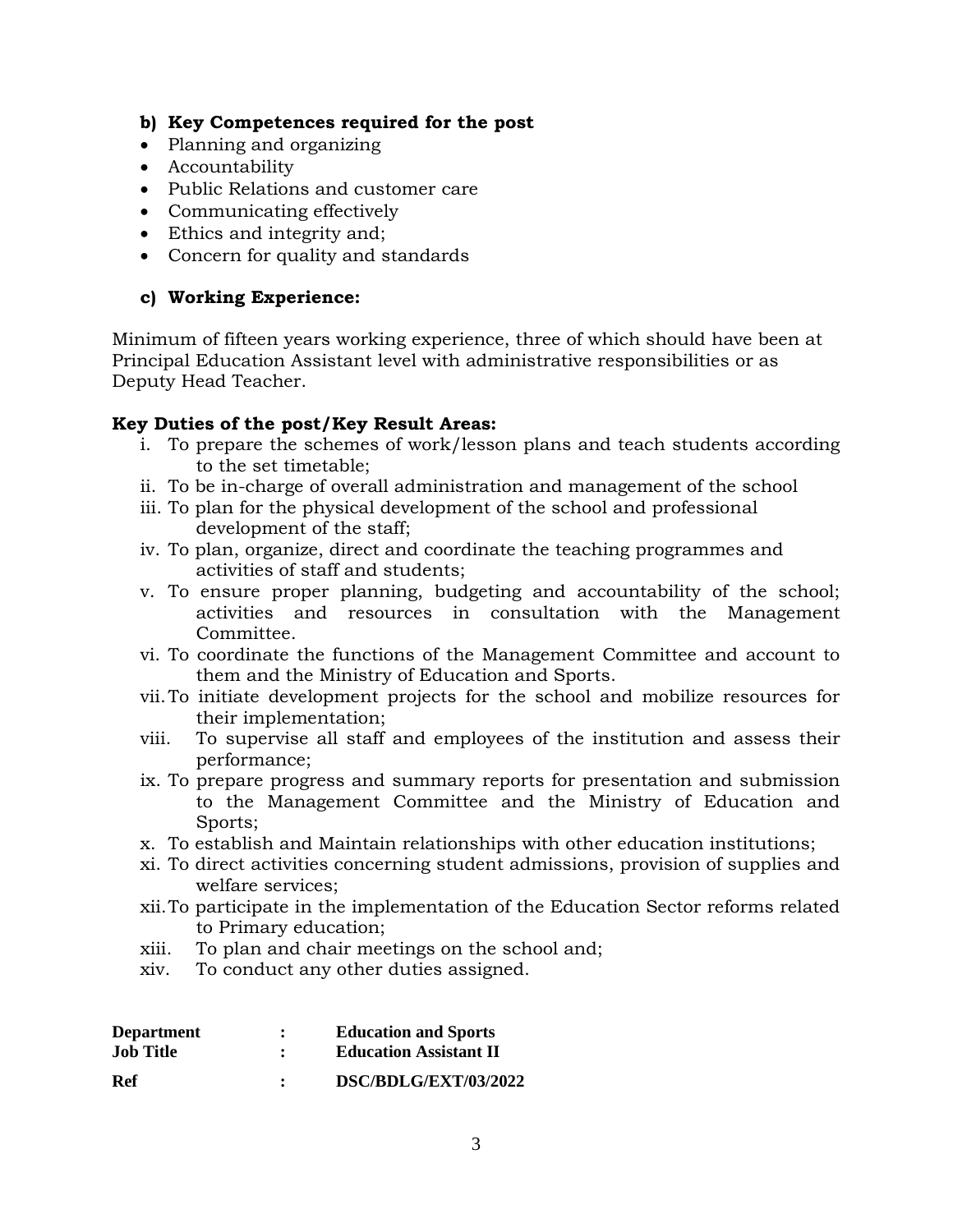**b) Key Competences required for the post**

- Planning and organizing
- Accountability
- Public Relations and customer care
- Communicating effectively
- Ethics and integrity and;
- Concern for quality and standards

**c) Working Experience:**

Minimum of fifteen years working experience, three of which should have been at Principal Education Assistant level with administrative responsibilities or as Deputy Head Teacher.

**Key Duties of the post/Key Result Areas:**

i. To prepare the schemes of work/lesson plans and teach students according to the set timetable;
ii. To be in-charge of overall administration and management of the school
iii. To plan for the physical development of the school and professional development of the staff;
iv. To plan, organize, direct and coordinate the teaching programmes and activities of staff and students;
v. To ensure proper planning, budgeting and accountability of the school; activities and resources in consultation with the Management Committee.
vi. To coordinate the functions of the Management Committee and account to them and the Ministry of Education and Sports.
vii. To initiate development projects for the school and mobilize resources for their implementation;
viii. To supervise all staff and employees of the institution and assess their performance;
ix. To prepare progress and summary reports for presentation and submission to the Management Committee and the Ministry of Education and Sports;
x. To establish and Maintain relationships with other education institutions;
xi. To direct activities concerning student admissions, provision of supplies and welfare services;
xii. To participate in the implementation of the Education Sector reforms related to Primary education;
xiii. To plan and chair meetings on the school and;
xiv. To conduct any other duties assigned.

**Department** : **Education and Sports**
**Job Title** : **Education Assistant II**
**Ref** : **DSC/BDLG/EXT/03/2022**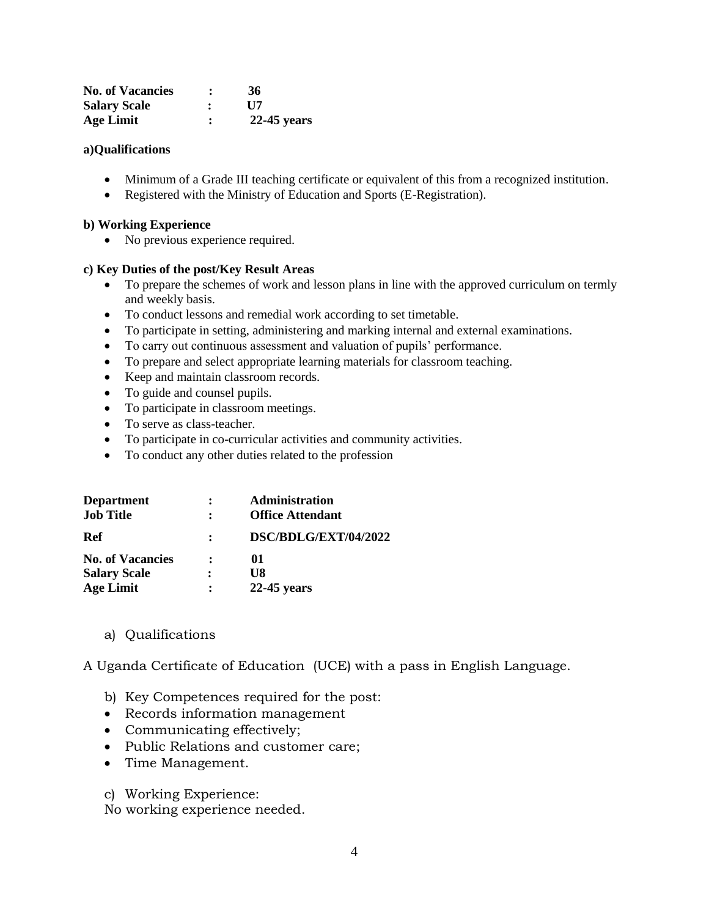| | | |
|---|---|---|
| **No. of Vacancies** | **:** | **36** |
| **Salary Scale** | **:** | **U7** |
| **Age Limit** | **:** | **22-45 years** |

**a)Qualifications**

- Minimum of a Grade III teaching certificate or equivalent of this from a recognized institution.
- Registered with the Ministry of Education and Sports (E-Registration).

**b) Working Experience**

- No previous experience required.

**c) Key Duties of the post/Key Result Areas**

- To prepare the schemes of work and lesson plans in line with the approved curriculum on termly and weekly basis.
- To conduct lessons and remedial work according to set timetable.
- To participate in setting, administering and marking internal and external examinations.
- To carry out continuous assessment and valuation of pupils' performance.
- To prepare and select appropriate learning materials for classroom teaching.
- Keep and maintain classroom records.
- To guide and counsel pupils.
- To participate in classroom meetings.
- To serve as class-teacher.
- To participate in co-curricular activities and community activities.
- To conduct any other duties related to the profession

| | | |
|---|---|---|
| **Department** | **:** | **Administration** |
| **Job Title** | **:** | **Office Attendant** |
| **Ref** | **:** | **DSC/BDLG/EXT/04/2022** |
| **No. of Vacancies** | **:** | **01** |
| **Salary Scale** | **:** | **U8** |
| **Age Limit** | **:** | **22-45 years** |

a) Qualifications

A Uganda Certificate of Education (UCE) with a pass in English Language.

b) Key Competences required for the post:

- Records information management
- Communicating effectively;
- Public Relations and customer care;
- Time Management.

c) Working Experience:

No working experience needed.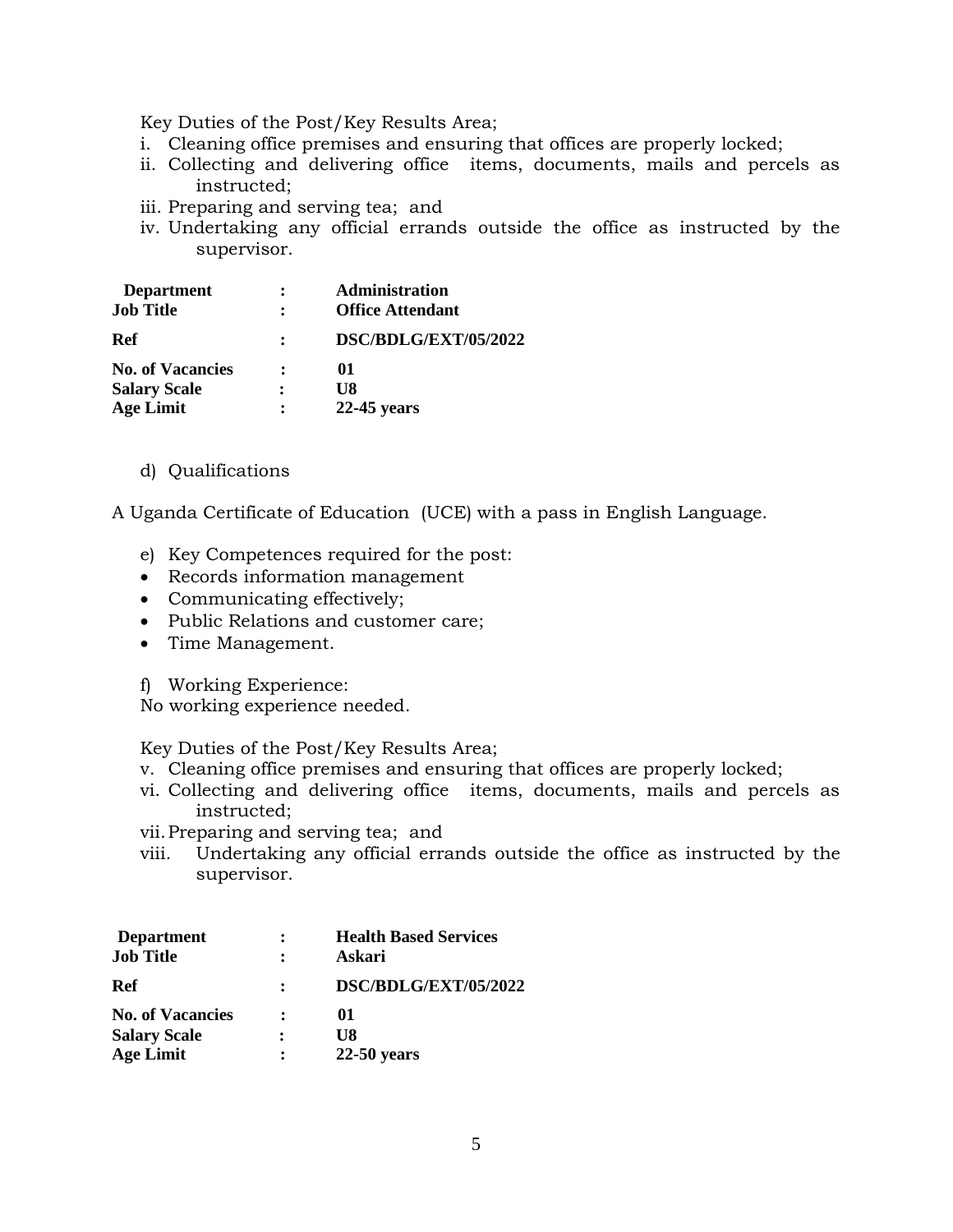Key Duties of the Post/Key Results Area;

i. Cleaning office premises and ensuring that offices are properly locked;
ii. Collecting and delivering office items, documents, mails and percels as instructed;
iii. Preparing and serving tea; and
iv. Undertaking any official errands outside the office as instructed by the supervisor.

| | | |
|---|---|---|
| **Department** | **:** | **Administration** |
| **Job Title** | **:** | **Office Attendant** |
| **Ref** | **:** | **DSC/BDLG/EXT/05/2022** |
| **No. of Vacancies** | **:** | **01** |
| **Salary Scale** | **:** | **U8** |
| **Age Limit** | **:** | **22-45 years** |

d) Qualifications

A Uganda Certificate of Education (UCE) with a pass in English Language.

e) Key Competences required for the post:

- Records information management
- Communicating effectively;
- Public Relations and customer care;
- Time Management.

f) Working Experience:
No working experience needed.

Key Duties of the Post/Key Results Area;

v. Cleaning office premises and ensuring that offices are properly locked;
vi. Collecting and delivering office items, documents, mails and percels as instructed;
vii. Preparing and serving tea; and
viii. Undertaking any official errands outside the office as instructed by the supervisor.

| | | |
|---|---|---|
| **Department** | **:** | **Health Based Services** |
| **Job Title** | **:** | **Askari** |
| **Ref** | **:** | **DSC/BDLG/EXT/05/2022** |
| **No. of Vacancies** | **:** | **01** |
| **Salary Scale** | **:** | **U8** |
| **Age Limit** | **:** | **22-50 years** |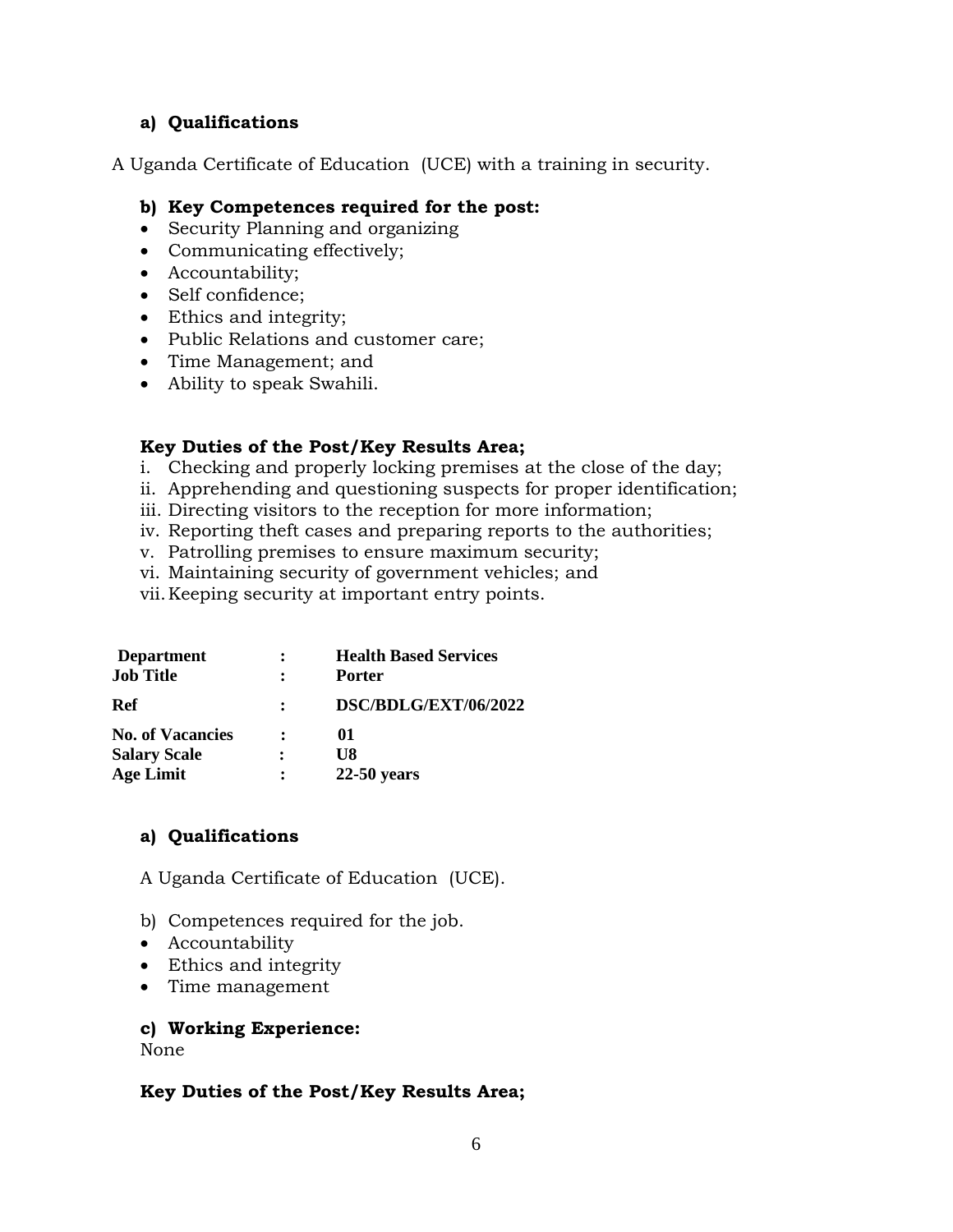#### a) Qualifications

A Uganda Certificate of Education (UCE) with a training in security.

#### b) Key Competences required for the post:

- Security Planning and organizing
- Communicating effectively;
- Accountability;
- Self confidence;
- Ethics and integrity;
- Public Relations and customer care;
- Time Management; and
- Ability to speak Swahili.

#### Key Duties of the Post/Key Results Area;

i. Checking and properly locking premises at the close of the day;
ii. Apprehending and questioning suspects for proper identification;
iii. Directing visitors to the reception for more information;
iv. Reporting theft cases and preparing reports to the authorities;
v. Patrolling premises to ensure maximum security;
vi. Maintaining security of government vehicles; and
vii. Keeping security at important entry points.

| | | |
|---|---|---|
| **Department** | **:** | **Health Based Services** |
| **Job Title** | **:** | **Porter** |
| **Ref** | **:** | **DSC/BDLG/EXT/06/2022** |
| **No. of Vacancies** | **:** | **01** |
| **Salary Scale** | **:** | **U8** |
| **Age Limit** | **:** | **22-50 years** |

#### a) Qualifications

A Uganda Certificate of Education (UCE).

b) Competences required for the job.

- Accountability
- Ethics and integrity
- Time management

#### c) Working Experience:

None

#### Key Duties of the Post/Key Results Area;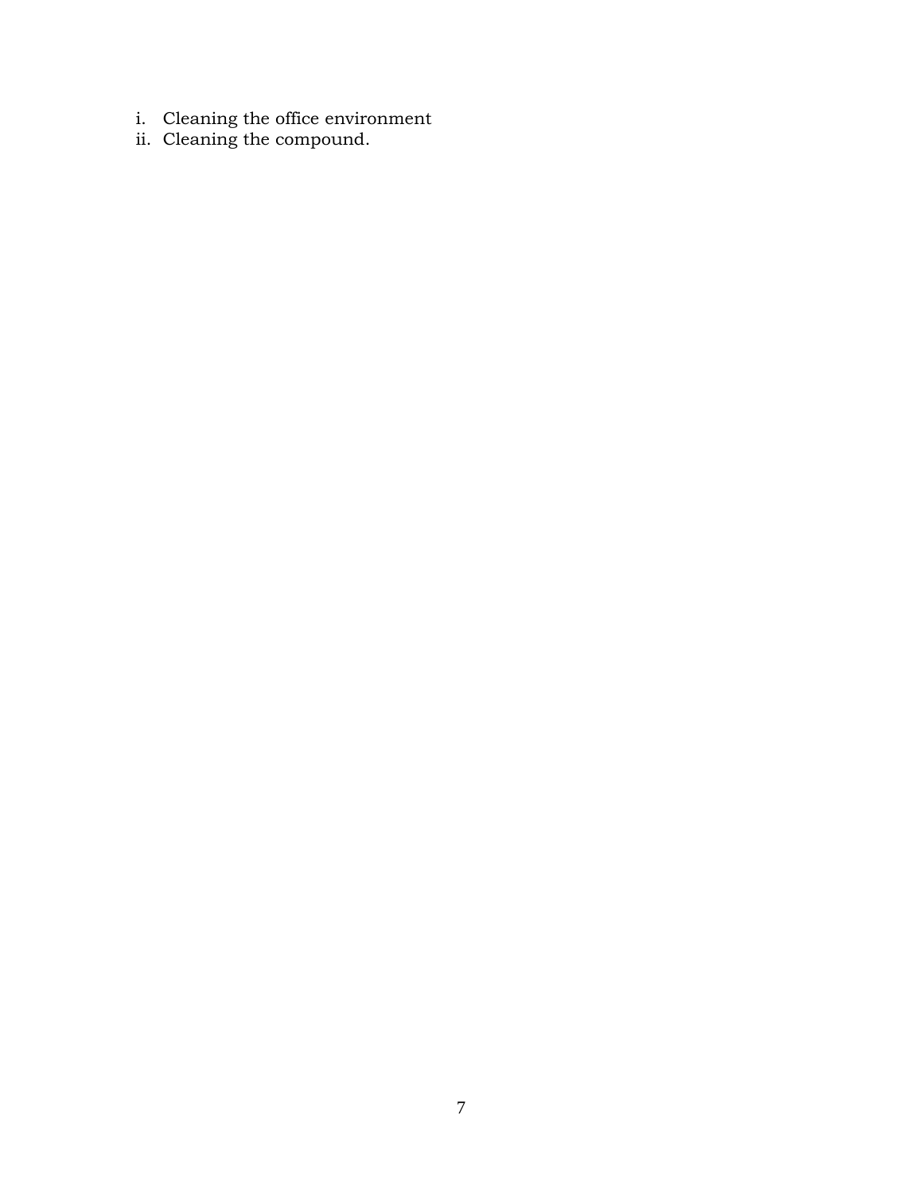i. Cleaning the office environment
ii. Cleaning the compound.